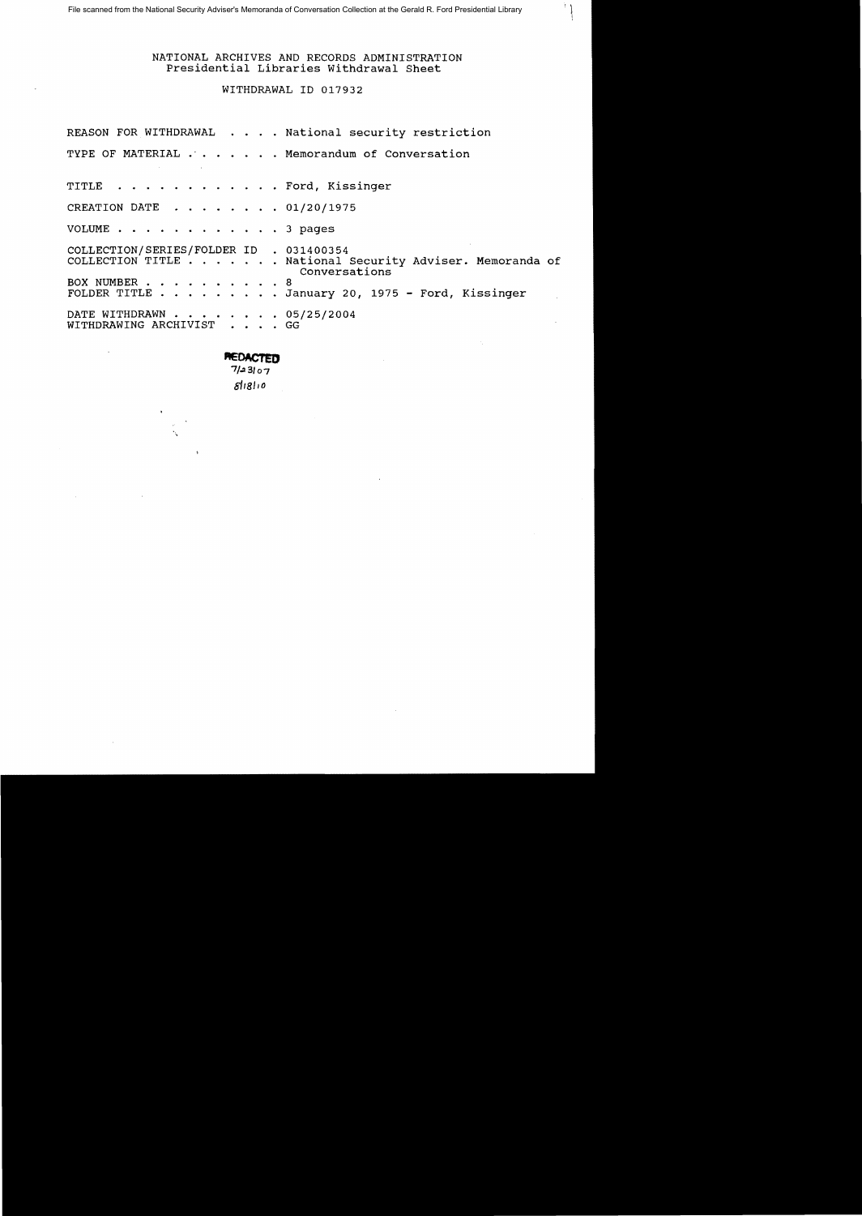File scanned from the National Security Adviser's Memoranda of Conversation Collection at the Gerald R. Ford Presidential Library

NATIONAL ARCHIVES AND RECORDS ADMINISTRATION
Presidential Libraries Withdrawal Sheet

WITHDRAWAL ID 017932

REASON FOR WITHDRAWAL . . . . National security restriction

TYPE OF MATERIAL . . . . . . . Memorandum of Conversation

TITLE . . . . . . . . . . . . Ford, Kissinger

CREATION DATE . . . . . . . . 01/20/1975

VOLUME . . . . . . . . . . . . 3 pages

COLLECTION/SERIES/FOLDER ID . 031400354
COLLECTION TITLE . . . . . . . National Security Adviser. Memoranda of Conversations
BOX NUMBER . . . . . . . . . . 8
FOLDER TITLE . . . . . . . . . January 20, 1975 - Ford, Kissinger

DATE WITHDRAWN . . . . . . . . 05/25/2004
WITHDRAWING ARCHIVIST . . . . GG

REDACTED
7/23/07
8/18/10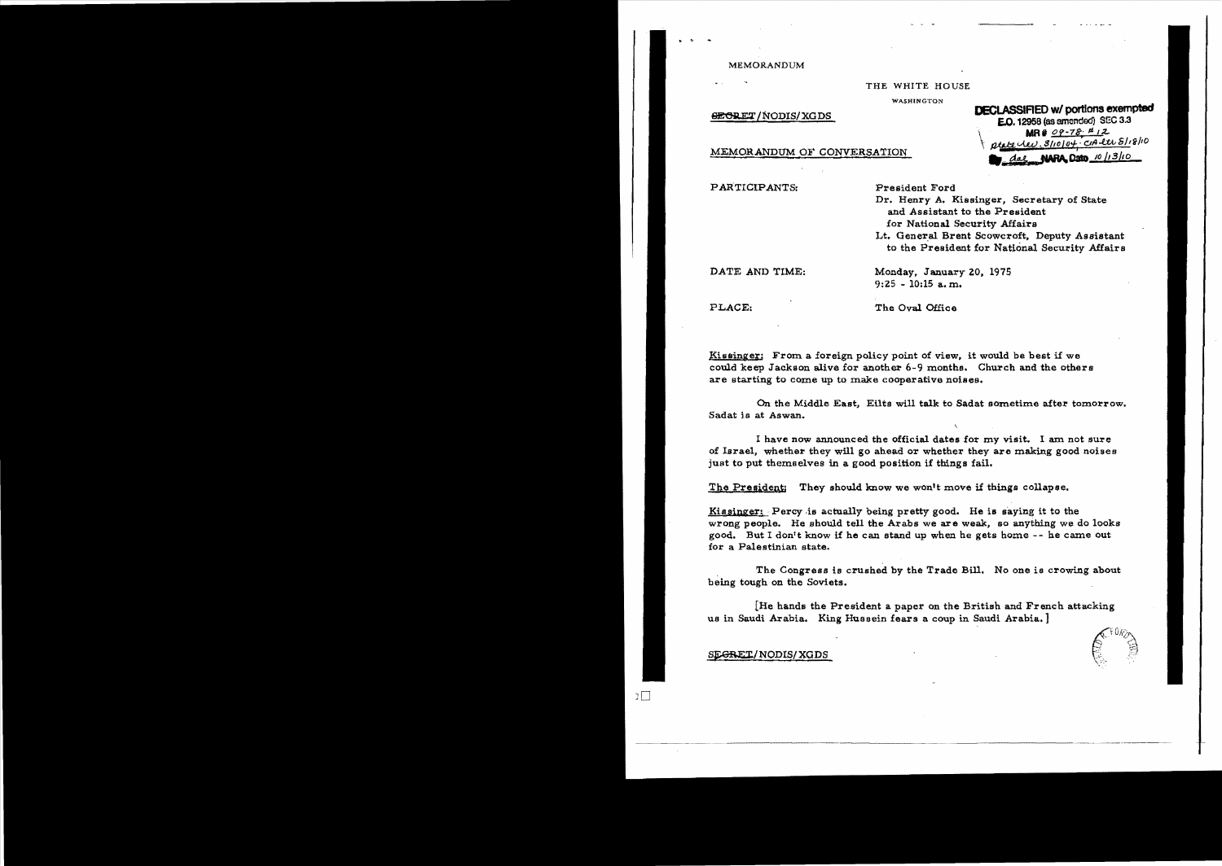MEMORANDUM

THE WHITE HOUSE

WASHINGTON

~~SECRET~~/NODIS/XGDS

**DECLASSIFIED w/ portions exempted**
**E.O. 12958 (as amended) SEC 3.3**
**MR # 08-78, #12**
State rev. 8/10/04; CIA rev. 5/18/10
dal NARA, Date 10/13/10

MEMORANDUM OF CONVERSATION

PARTICIPANTS: President Ford
Dr. Henry A. Kissinger, Secretary of State and Assistant to the President for National Security Affairs
Lt. General Brent Scowcroft, Deputy Assistant to the President for National Security Affairs

DATE AND TIME: Monday, January 20, 1975
9:25 - 10:15 a.m.

PLACE: The Oval Office

Kissinger: From a foreign policy point of view, it would be best if we could keep Jackson alive for another 6-9 months. Church and the others are starting to come up to make cooperative noises.

On the Middle East, Eilts will talk to Sadat sometime after tomorrow. Sadat is at Aswan.

I have now announced the official dates for my visit. I am not sure of Israel, whether they will go ahead or whether they are making good noises just to put themselves in a good position if things fail.

The President: They should know we won't move if things collapse.

Kissinger: Percy is actually being pretty good. He is saying it to the wrong people. He should tell the Arabs we are weak, so anything we do looks good. But I don't know if he can stand up when he gets home -- he came out for a Palestinian state.

The Congress is crushed by the Trade Bill. No one is crowing about being tough on the Soviets.

[He hands the President a paper on the British and French attacking us in Saudi Arabia. King Hussein fears a coup in Saudi Arabia.]

~~SECRET~~/NODIS/XGDS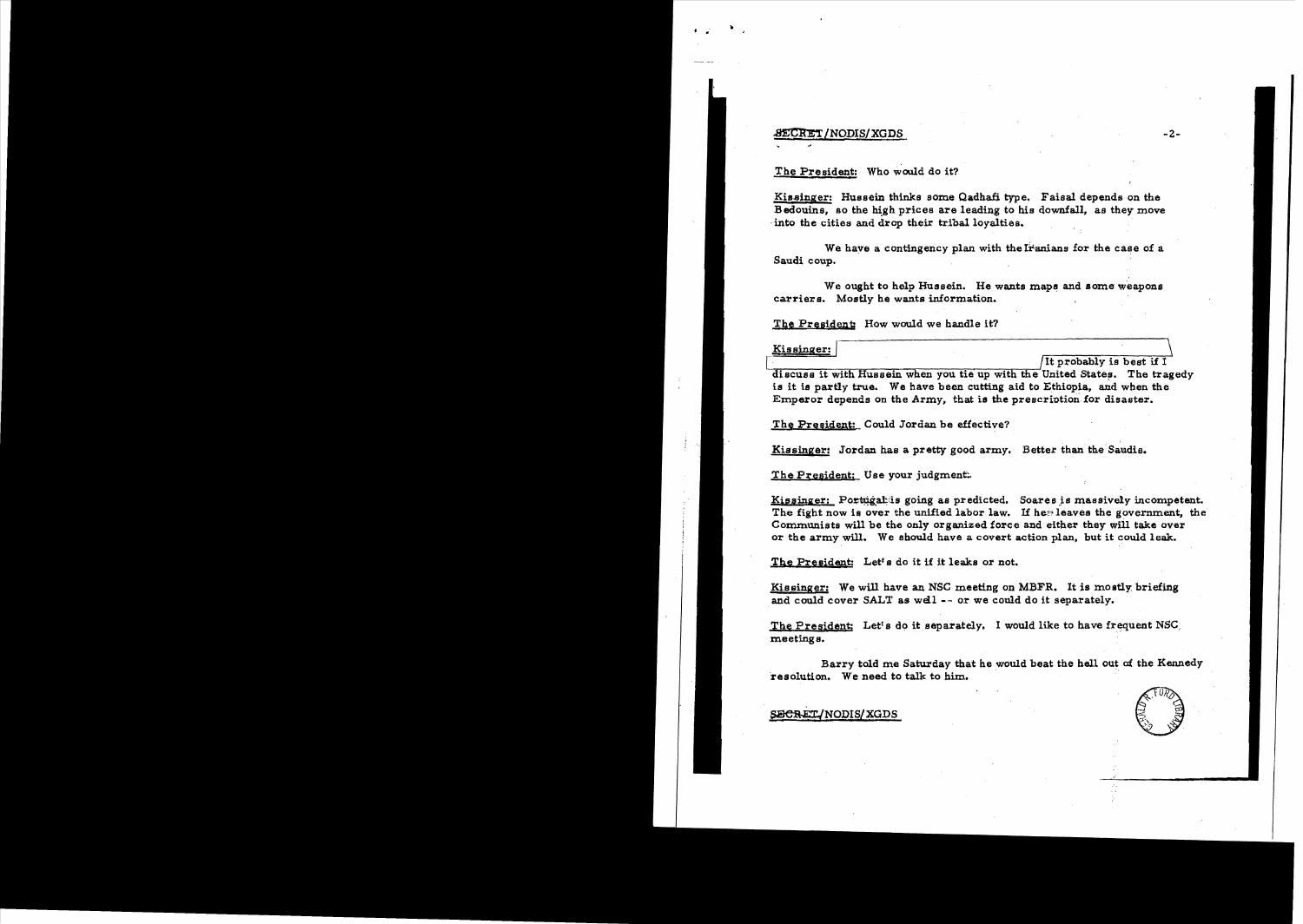SECRET/NODIS/XGDS

The President: Who would do it?

Kissinger: Hussein thinks some Qadhafi type. Faisal depends on the Bedouins, so the high prices are leading to his downfall, as they move into the cities and drop their tribal loyalties.

We have a contingency plan with the Iranians for the case of a Saudi coup.

We ought to help Hussein. He wants maps and some weapons carriers. Mostly he wants information.

The President: How would we handle it?

Kissinger: [redacted] It probably is best if I discuss it with Hussein when you tie up with the United States. The tragedy is it is partly true. We have been cutting aid to Ethiopia, and when the Emperor depends on the Army, that is the prescription for disaster.

The President: Could Jordan be effective?

Kissinger: Jordan has a pretty good army. Better than the Saudis.

The President: Use your judgment.

Kissinger: Portugal is going as predicted. Soares is massively incompetent. The fight now is over the unified labor law. If he leaves the government, the Communists will be the only organized force and either they will take over or the army will. We should have a covert action plan, but it could leak.

The President: Let's do it if it leaks or not.

Kissinger: We will have an NSC meeting on MBFR. It is mostly briefing and could cover SALT as well -- or we could do it separately.

The President: Let's do it separately. I would like to have frequent NSC meetings.

Barry told me Saturday that he would beat the hell out of the Kennedy resolution. We need to talk to him.

SECRET/NODIS/XGDS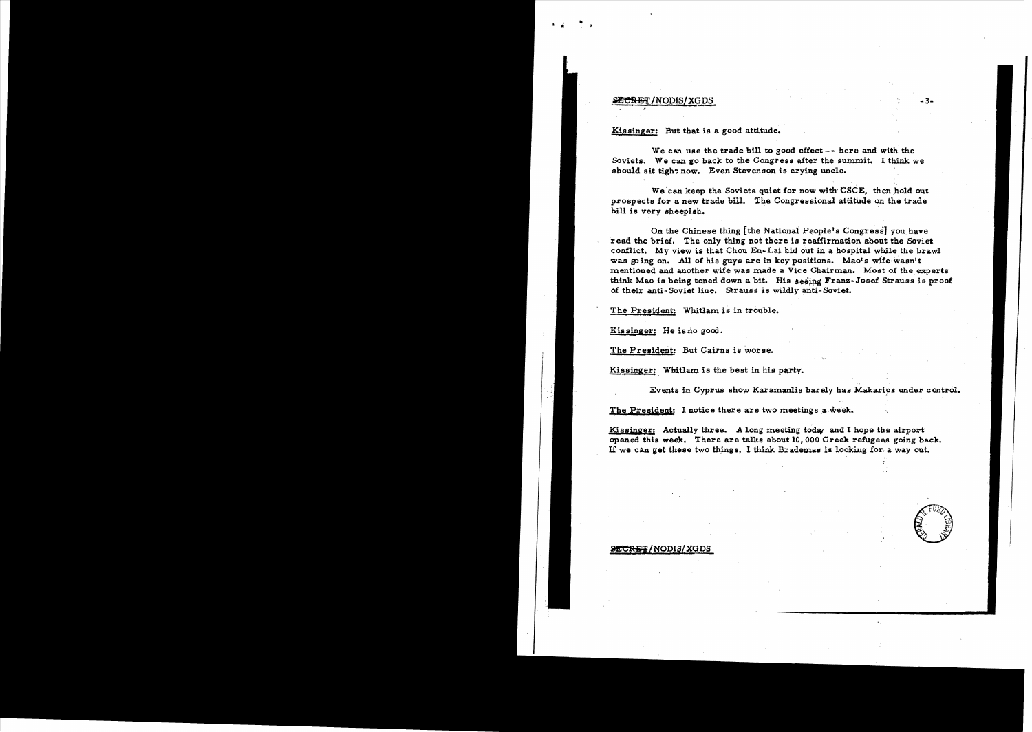SECRET/NODIS/XGDS

Kissinger: But that is a good attitude.

We can use the trade bill to good effect -- here and with the Soviets. We can go back to the Congress after the summit. I think we should sit tight now. Even Stevenson is crying uncle.

We can keep the Soviets quiet for now with CSCE, then hold out prospects for a new trade bill. The Congressional attitude on the trade bill is very sheepish.

On the Chinese thing [the National People's Congress] you have read the brief. The only thing not there is reaffirmation about the Soviet conflict. My view is that Chou En-Lai hid out in a hospital while the brawl was going on. All of his guys are in key positions. Mao's wife wasn't mentioned and another wife was made a Vice Chairman. Most of the experts think Mao is being toned down a bit. His seeing Franz-Josef Strauss is proof of their anti-Soviet line. Strauss is wildly anti-Soviet.

The President: Whitlam is in trouble.

Kissinger: He is no good.

The President: But Cairns is worse.

Kissinger: Whitlam is the best in his party.

Events in Cyprus show Karamanlis barely has Makarios under control.

The President: I notice there are two meetings a week.

Kissinger: Actually three. A long meeting today and I hope the airport opened this week. There are talks about 10,000 Greek refugees going back. If we can get these two things, I think Brademas is looking for a way out.

SECRET/NODIS/XGDS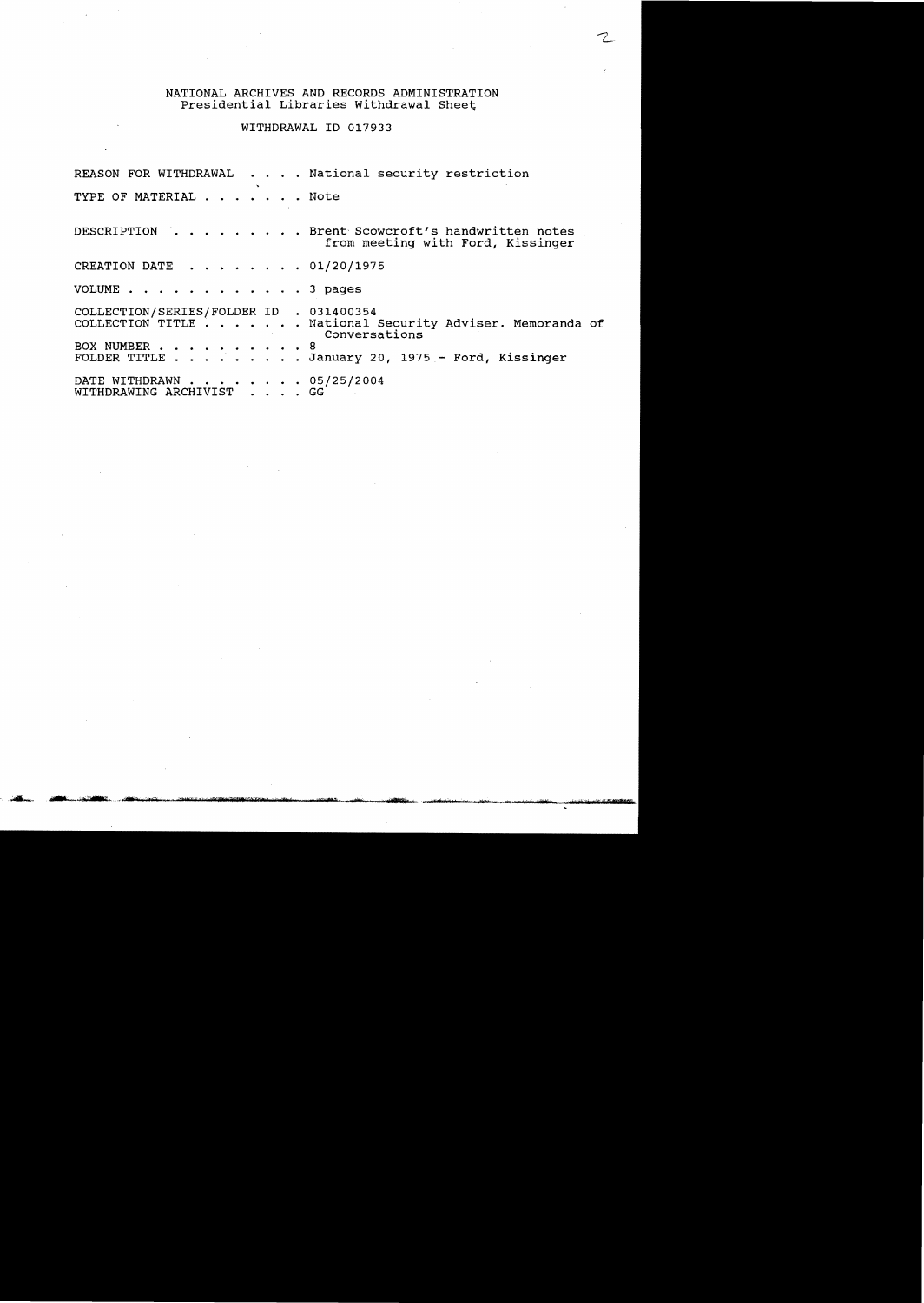NATIONAL ARCHIVES AND RECORDS ADMINISTRATION
Presidential Libraries Withdrawal Sheet

WITHDRAWAL ID 017933

REASON FOR WITHDRAWAL . . . . National security restriction

TYPE OF MATERIAL . . . . . . . Note

DESCRIPTION . . . . . . . . . Brent Scowcroft's handwritten notes from meeting with Ford, Kissinger

CREATION DATE . . . . . . . . 01/20/1975

VOLUME . . . . . . . . . . . . 3 pages

COLLECTION/SERIES/FOLDER ID . 031400354
COLLECTION TITLE . . . . . . . National Security Adviser. Memoranda of Conversations
BOX NUMBER . . . . . . . . . . 8
FOLDER TITLE . . . . . . . . . January 20, 1975 - Ford, Kissinger

DATE WITHDRAWN . . . . . . . . 05/25/2004
WITHDRAWING ARCHIVIST . . . . GG